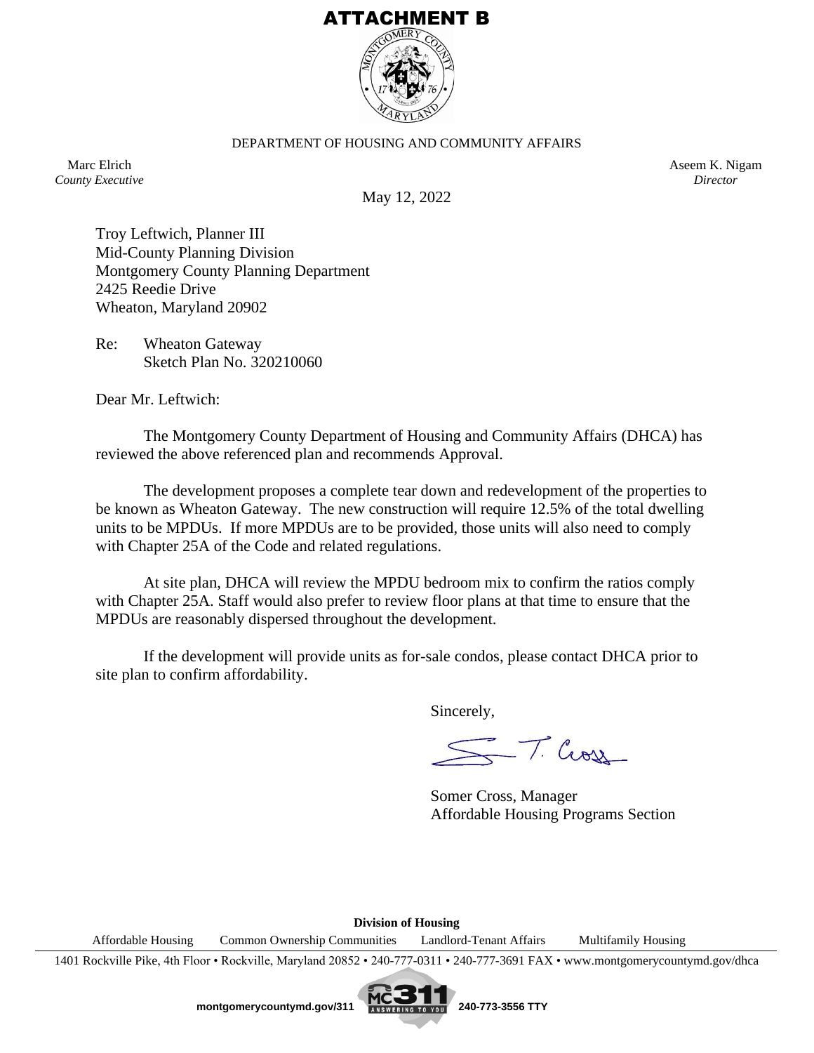# ATTACHMENT B

DEPARTMENT OF HOUSING AND COMMUNITY AFFAIRS

Marc Elrich
*County Executive*

Aseem K. Nigam
*Director*

May 12, 2022

Troy Leftwich, Planner III
Mid-County Planning Division
Montgomery County Planning Department
2425 Reedie Drive
Wheaton, Maryland 20902

Re: Wheaton Gateway
Sketch Plan No. 320210060

Dear Mr. Leftwich:

The Montgomery County Department of Housing and Community Affairs (DHCA) has reviewed the above referenced plan and recommends Approval.

The development proposes a complete tear down and redevelopment of the properties to be known as Wheaton Gateway. The new construction will require 12.5% of the total dwelling units to be MPDUs. If more MPDUs are to be provided, those units will also need to comply with Chapter 25A of the Code and related regulations.

At site plan, DHCA will review the MPDU bedroom mix to confirm the ratios comply with Chapter 25A. Staff would also prefer to review floor plans at that time to ensure that the MPDUs are reasonably dispersed throughout the development.

If the development will provide units as for-sale condos, please contact DHCA prior to site plan to confirm affordability.

Sincerely,

S. T. Cross

Somer Cross, Manager
Affordable Housing Programs Section

**Division of Housing**

Affordable Housing Common Ownership Communities Landlord-Tenant Affairs Multifamily Housing

1401 Rockville Pike, 4th Floor • Rockville, Maryland 20852 • 240-777-0311 • 240-777-3691 FAX • www.montgomerycountymd.gov/dhca

montgomerycountymd.gov/311 MC311 ANSWERING TO YOU 240-773-3556 TTY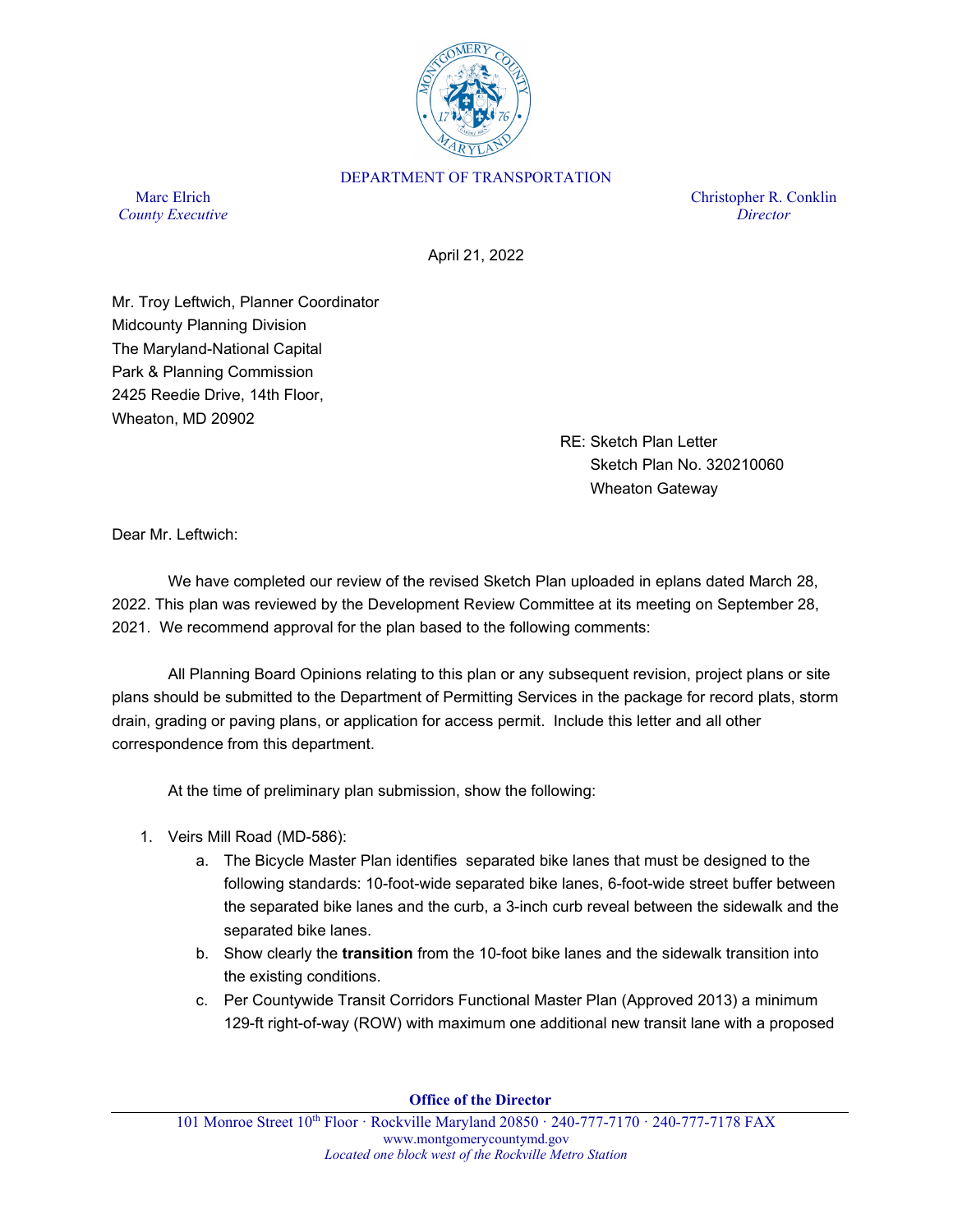DEPARTMENT OF TRANSPORTATION

Marc Elrich
*County Executive*

Christopher R. Conklin
*Director*

April 21, 2022

Mr. Troy Leftwich, Planner Coordinator
Midcounty Planning Division
The Maryland-National Capital
Park & Planning Commission
2425 Reedie Drive, 14th Floor,
Wheaton, MD 20902

RE: Sketch Plan Letter
Sketch Plan No. 320210060
Wheaton Gateway

Dear Mr. Leftwich:

We have completed our review of the revised Sketch Plan uploaded in eplans dated March 28, 2022. This plan was reviewed by the Development Review Committee at its meeting on September 28, 2021. We recommend approval for the plan based to the following comments:

All Planning Board Opinions relating to this plan or any subsequent revision, project plans or site plans should be submitted to the Department of Permitting Services in the package for record plats, storm drain, grading or paving plans, or application for access permit. Include this letter and all other correspondence from this department.

At the time of preliminary plan submission, show the following:

1. Veirs Mill Road (MD-586):
    a. The Bicycle Master Plan identifies separated bike lanes that must be designed to the following standards: 10-foot-wide separated bike lanes, 6-foot-wide street buffer between the separated bike lanes and the curb, a 3-inch curb reveal between the sidewalk and the separated bike lanes.
    b. Show clearly the **transition** from the 10-foot bike lanes and the sidewalk transition into the existing conditions.
    c. Per Countywide Transit Corridors Functional Master Plan (Approved 2013) a minimum 129-ft right-of-way (ROW) with maximum one additional new transit lane with a proposed

**Office of the Director**

101 Monroe Street 10th Floor · Rockville Maryland 20850 · 240-777-7170 · 240-777-7178 FAX
www.montgomerycountymd.gov
*Located one block west of the Rockville Metro Station*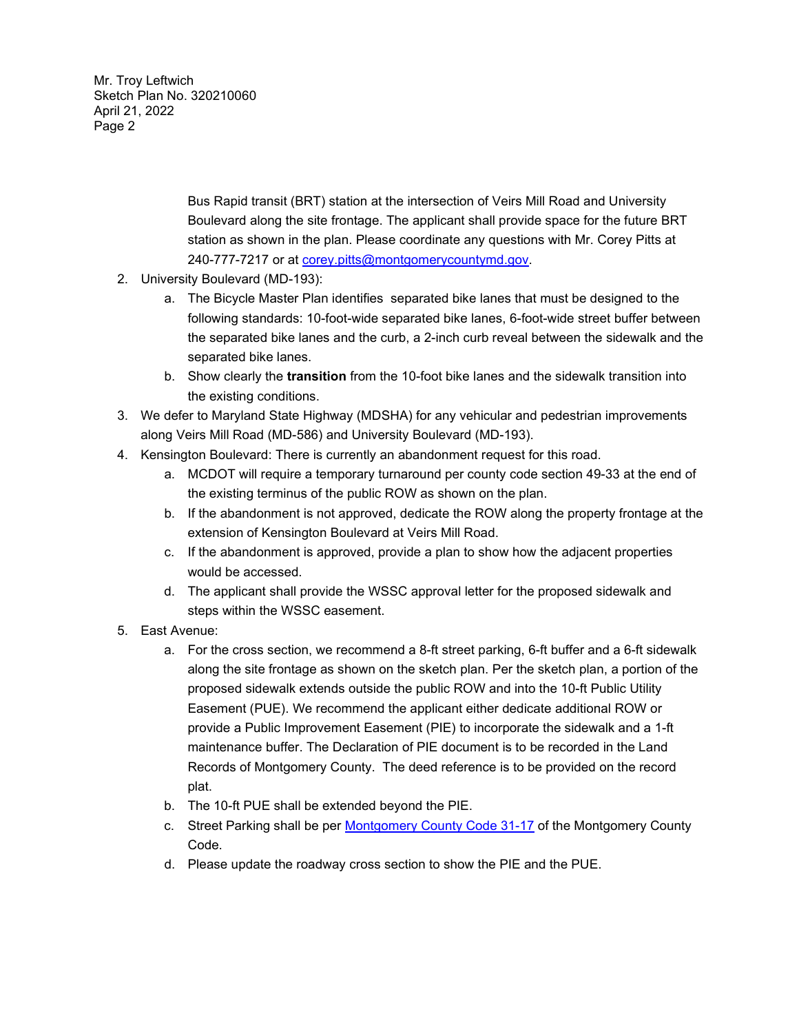Bus Rapid transit (BRT) station at the intersection of Veirs Mill Road and University Boulevard along the site frontage. The applicant shall provide space for the future BRT station as shown in the plan. Please coordinate any questions with Mr. Corey Pitts at 240-777-7217 or at [corey.pitts@montgomerycountymd.gov](mailto:corey.pitts@montgomerycountymd.gov).

2. University Boulevard (MD-193):
   a. The Bicycle Master Plan identifies separated bike lanes that must be designed to the following standards: 10-foot-wide separated bike lanes, 6-foot-wide street buffer between the separated bike lanes and the curb, a 2-inch curb reveal between the sidewalk and the separated bike lanes.
   b. Show clearly the **transition** from the 10-foot bike lanes and the sidewalk transition into the existing conditions.
3. We defer to Maryland State Highway (MDSHA) for any vehicular and pedestrian improvements along Veirs Mill Road (MD-586) and University Boulevard (MD-193).
4. Kensington Boulevard: There is currently an abandonment request for this road.
   a. MCDOT will require a temporary turnaround per county code section 49-33 at the end of the existing terminus of the public ROW as shown on the plan.
   b. If the abandonment is not approved, dedicate the ROW along the property frontage at the extension of Kensington Boulevard at Veirs Mill Road.
   c. If the abandonment is approved, provide a plan to show how the adjacent properties would be accessed.
   d. The applicant shall provide the WSSC approval letter for the proposed sidewalk and steps within the WSSC easement.
5. East Avenue:
   a. For the cross section, we recommend a 8-ft street parking, 6-ft buffer and a 6-ft sidewalk along the site frontage as shown on the sketch plan. Per the sketch plan, a portion of the proposed sidewalk extends outside the public ROW and into the 10-ft Public Utility Easement (PUE). We recommend the applicant either dedicate additional ROW or provide a Public Improvement Easement (PIE) to incorporate the sidewalk and a 1-ft maintenance buffer. The Declaration of PIE document is to be recorded in the Land Records of Montgomery County. The deed reference is to be provided on the record plat.
   b. The 10-ft PUE shall be extended beyond the PIE.
   c. Street Parking shall be per Montgomery County Code 31-17 of the Montgomery County Code.
   d. Please update the roadway cross section to show the PIE and the PUE.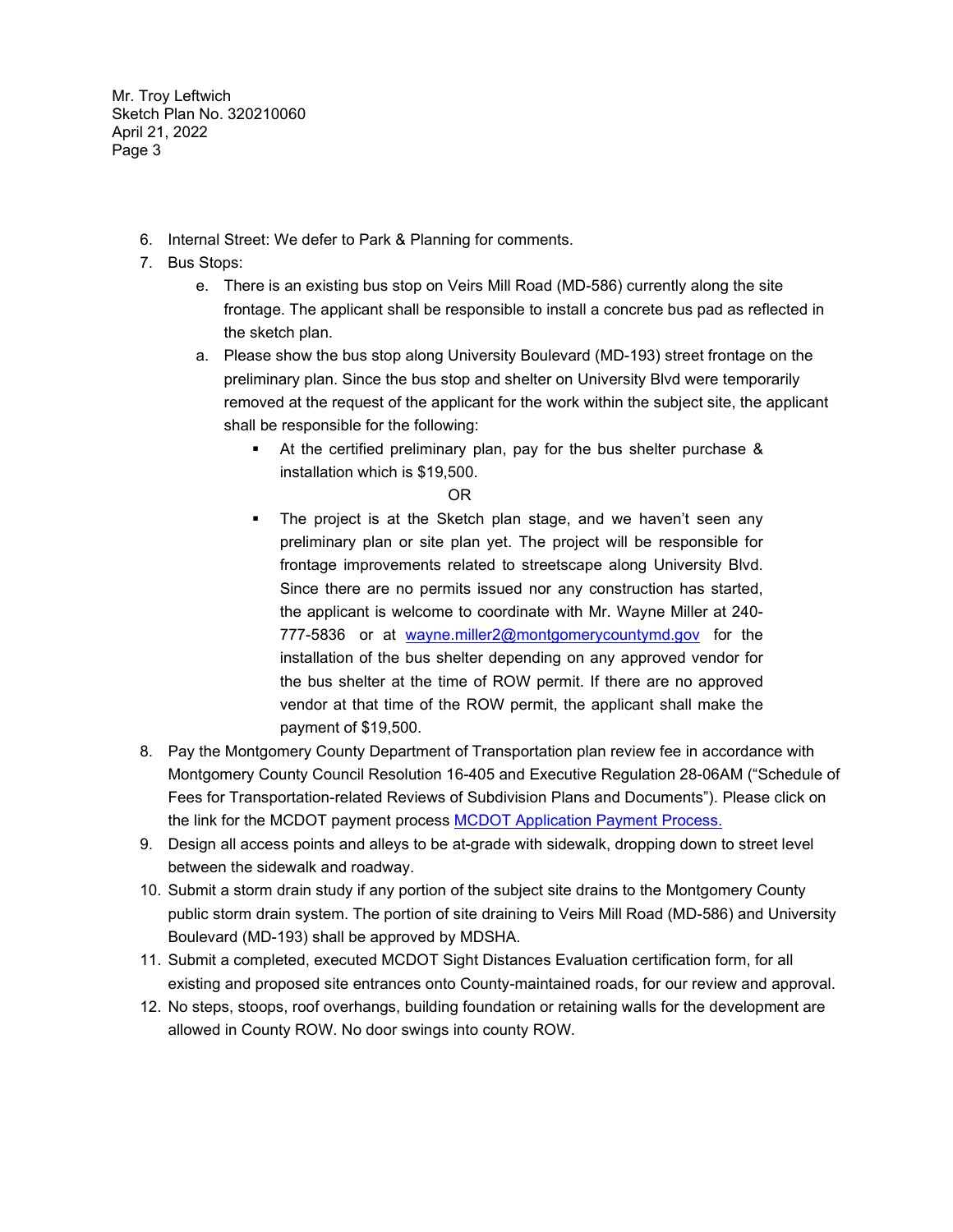6. Internal Street: We defer to Park & Planning for comments.
7. Bus Stops:
    e. There is an existing bus stop on Veirs Mill Road (MD-586) currently along the site frontage. The applicant shall be responsible to install a concrete bus pad as reflected in the sketch plan.
    a. Please show the bus stop along University Boulevard (MD-193) street frontage on the preliminary plan. Since the bus stop and shelter on University Blvd were temporarily removed at the request of the applicant for the work within the subject site, the applicant shall be responsible for the following:
        - At the certified preliminary plan, pay for the bus shelter purchase & installation which is $19,500.

          OR

        - The project is at the Sketch plan stage, and we haven't seen any preliminary plan or site plan yet. The project will be responsible for frontage improvements related to streetscape along University Blvd. Since there are no permits issued nor any construction has started, the applicant is welcome to coordinate with Mr. Wayne Miller at 240-777-5836 or at wayne.miller2@montgomerycountymd.gov for the installation of the bus shelter depending on any approved vendor for the bus shelter at the time of ROW permit. If there are no approved vendor at that time of the ROW permit, the applicant shall make the payment of $19,500.
8. Pay the Montgomery County Department of Transportation plan review fee in accordance with Montgomery County Council Resolution 16-405 and Executive Regulation 28-06AM ("Schedule of Fees for Transportation-related Reviews of Subdivision Plans and Documents"). Please click on the link for the MCDOT payment process MCDOT Application Payment Process.
9. Design all access points and alleys to be at-grade with sidewalk, dropping down to street level between the sidewalk and roadway.
10. Submit a storm drain study if any portion of the subject site drains to the Montgomery County public storm drain system. The portion of site draining to Veirs Mill Road (MD-586) and University Boulevard (MD-193) shall be approved by MDSHA.
11. Submit a completed, executed MCDOT Sight Distances Evaluation certification form, for all existing and proposed site entrances onto County-maintained roads, for our review and approval.
12. No steps, stoops, roof overhangs, building foundation or retaining walls for the development are allowed in County ROW. No door swings into county ROW.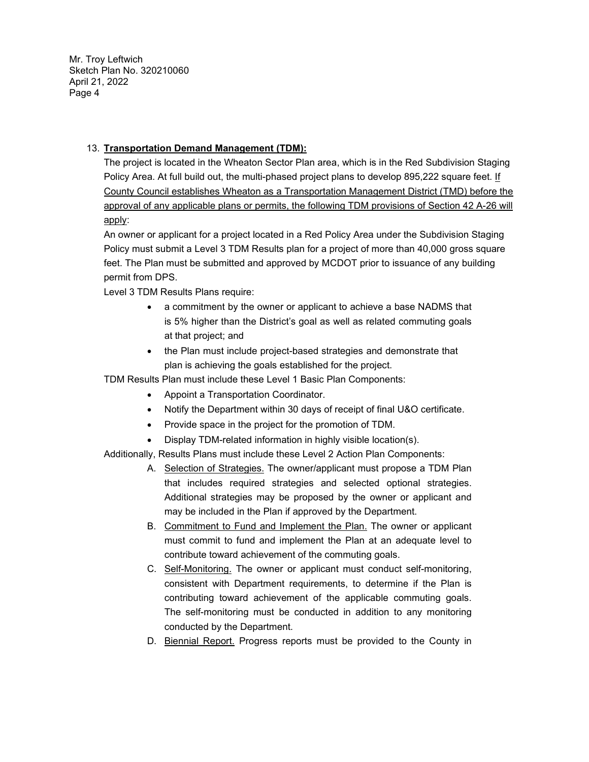13. **Transportation Demand Management (TDM):**

    The project is located in the Wheaton Sector Plan area, which is in the Red Subdivision Staging Policy Area. At full build out, the multi-phased project plans to develop 895,222 square feet. If County Council establishes Wheaton as a Transportation Management District (TMD) before the approval of any applicable plans or permits, the following TDM provisions of Section 42 A-26 will apply:

    An owner or applicant for a project located in a Red Policy Area under the Subdivision Staging Policy must submit a Level 3 TDM Results plan for a project of more than 40,000 gross square feet. The Plan must be submitted and approved by MCDOT prior to issuance of any building permit from DPS.

    Level 3 TDM Results Plans require:

    - a commitment by the owner or applicant to achieve a base NADMS that is 5% higher than the District's goal as well as related commuting goals at that project; and
    - the Plan must include project-based strategies and demonstrate that plan is achieving the goals established for the project.

    TDM Results Plan must include these Level 1 Basic Plan Components:

    - Appoint a Transportation Coordinator.
    - Notify the Department within 30 days of receipt of final U&O certificate.
    - Provide space in the project for the promotion of TDM.
    - Display TDM-related information in highly visible location(s).

    Additionally, Results Plans must include these Level 2 Action Plan Components:

    A. Selection of Strategies. The owner/applicant must propose a TDM Plan that includes required strategies and selected optional strategies. Additional strategies may be proposed by the owner or applicant and may be included in the Plan if approved by the Department.

    B. Commitment to Fund and Implement the Plan. The owner or applicant must commit to fund and implement the Plan at an adequate level to contribute toward achievement of the commuting goals.

    C. Self-Monitoring. The owner or applicant must conduct self-monitoring, consistent with Department requirements, to determine if the Plan is contributing toward achievement of the applicable commuting goals. The self-monitoring must be conducted in addition to any monitoring conducted by the Department.

    D. Biennial Report. Progress reports must be provided to the County in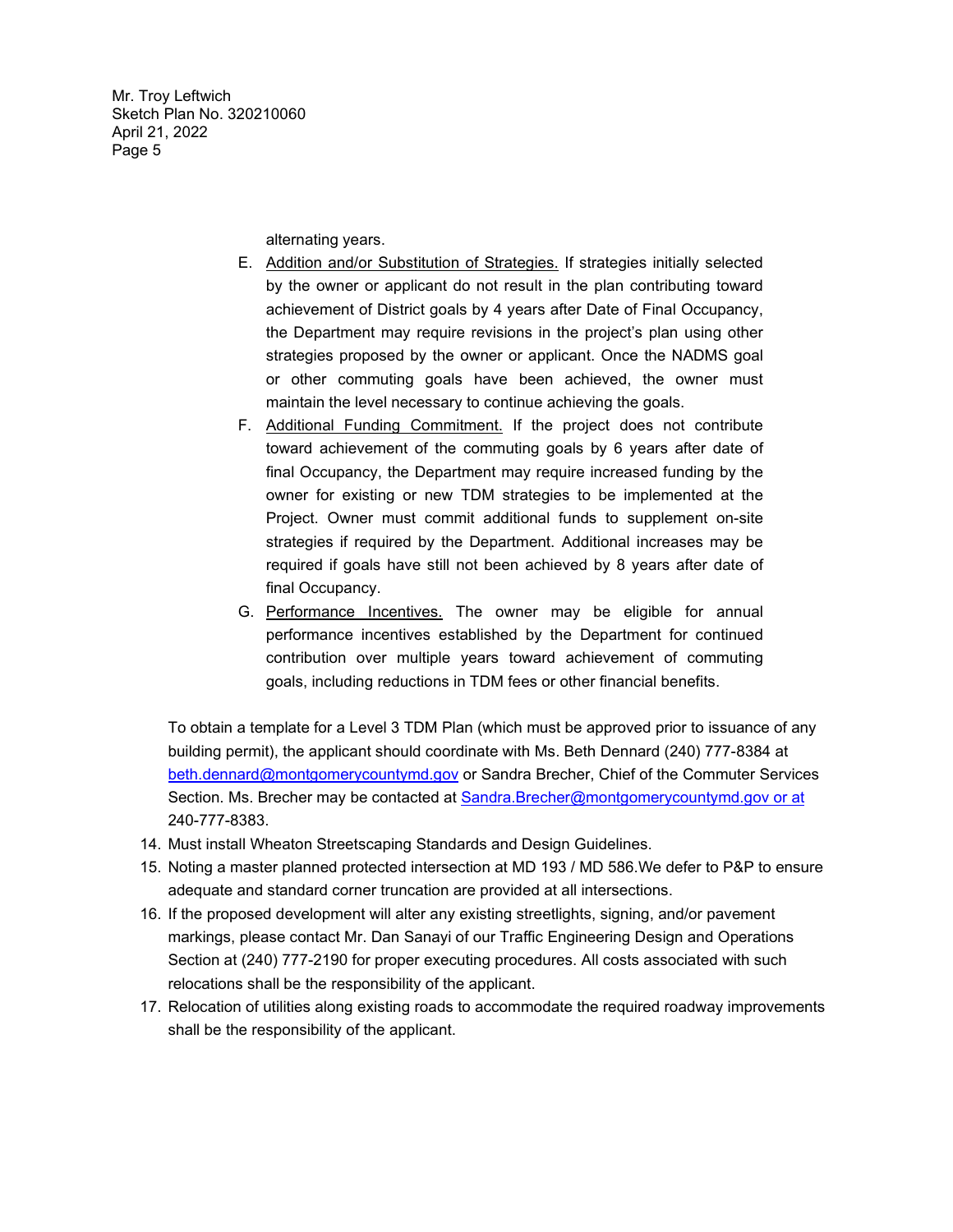alternating years.

E. Addition and/or Substitution of Strategies. If strategies initially selected by the owner or applicant do not result in the plan contributing toward achievement of District goals by 4 years after Date of Final Occupancy, the Department may require revisions in the project's plan using other strategies proposed by the owner or applicant. Once the NADMS goal or other commuting goals have been achieved, the owner must maintain the level necessary to continue achieving the goals.

F. Additional Funding Commitment. If the project does not contribute toward achievement of the commuting goals by 6 years after date of final Occupancy, the Department may require increased funding by the owner for existing or new TDM strategies to be implemented at the Project. Owner must commit additional funds to supplement on-site strategies if required by the Department. Additional increases may be required if goals have still not been achieved by 8 years after date of final Occupancy.

G. Performance Incentives. The owner may be eligible for annual performance incentives established by the Department for continued contribution over multiple years toward achievement of commuting goals, including reductions in TDM fees or other financial benefits.

To obtain a template for a Level 3 TDM Plan (which must be approved prior to issuance of any building permit), the applicant should coordinate with Ms. Beth Dennard (240) 777-8384 at beth.dennard@montgomerycountymd.gov or Sandra Brecher, Chief of the Commuter Services Section. Ms. Brecher may be contacted at Sandra.Brecher@montgomerycountymd.gov or at 240-777-8383.

14. Must install Wheaton Streetscaping Standards and Design Guidelines.
15. Noting a master planned protected intersection at MD 193 / MD 586.We defer to P&P to ensure adequate and standard corner truncation are provided at all intersections.
16. If the proposed development will alter any existing streetlights, signing, and/or pavement markings, please contact Mr. Dan Sanayi of our Traffic Engineering Design and Operations Section at (240) 777-2190 for proper executing procedures. All costs associated with such relocations shall be the responsibility of the applicant.
17. Relocation of utilities along existing roads to accommodate the required roadway improvements shall be the responsibility of the applicant.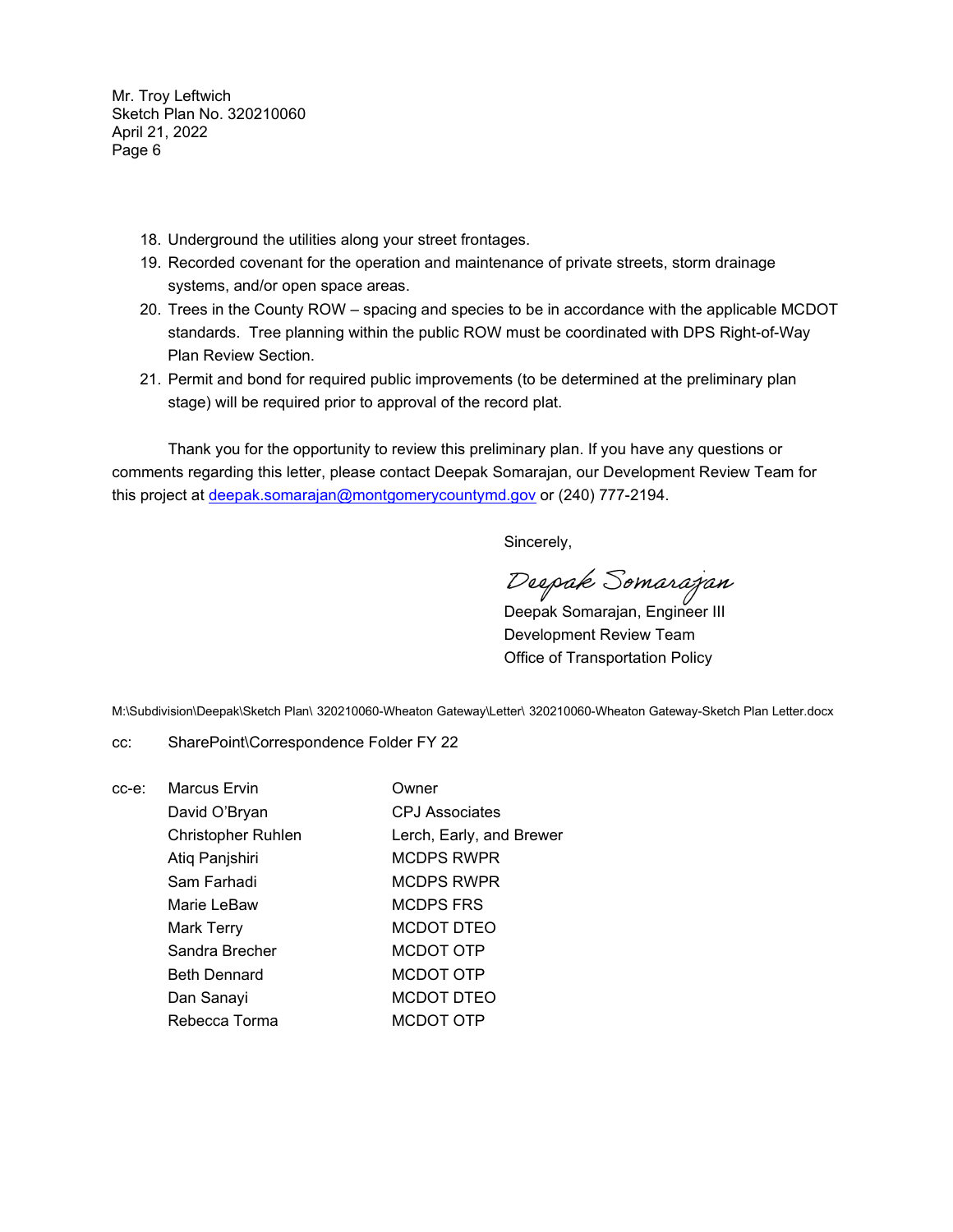18. Underground the utilities along your street frontages.
19. Recorded covenant for the operation and maintenance of private streets, storm drainage systems, and/or open space areas.
20. Trees in the County ROW – spacing and species to be in accordance with the applicable MCDOT standards. Tree planning within the public ROW must be coordinated with DPS Right-of-Way Plan Review Section.
21. Permit and bond for required public improvements (to be determined at the preliminary plan stage) will be required prior to approval of the record plat.

Thank you for the opportunity to review this preliminary plan. If you have any questions or comments regarding this letter, please contact Deepak Somarajan, our Development Review Team for this project at deepak.somarajan@montgomerycountymd.gov or (240) 777-2194.

Sincerely,

*Deepak Somarajan*

Deepak Somarajan, Engineer III
Development Review Team
Office of Transportation Policy

M:\Subdivision\Deepak\Sketch Plan\ 320210060-Wheaton Gateway\Letter\ 320210060-Wheaton Gateway-Sketch Plan Letter.docx

cc: SharePoint\Correspondence Folder FY 22

| | | |
|---|---|---|
| cc-e: | Marcus Ervin | Owner |
| | David O'Bryan | CPJ Associates |
| | Christopher Ruhlen | Lerch, Early, and Brewer |
| | Atiq Panjshiri | MCDPS RWPR |
| | Sam Farhadi | MCDPS RWPR |
| | Marie LeBaw | MCDPS FRS |
| | Mark Terry | MCDOT DTEO |
| | Sandra Brecher | MCDOT OTP |
| | Beth Dennard | MCDOT OTP |
| | Dan Sanayi | MCDOT DTEO |
| | Rebecca Torma | MCDOT OTP |